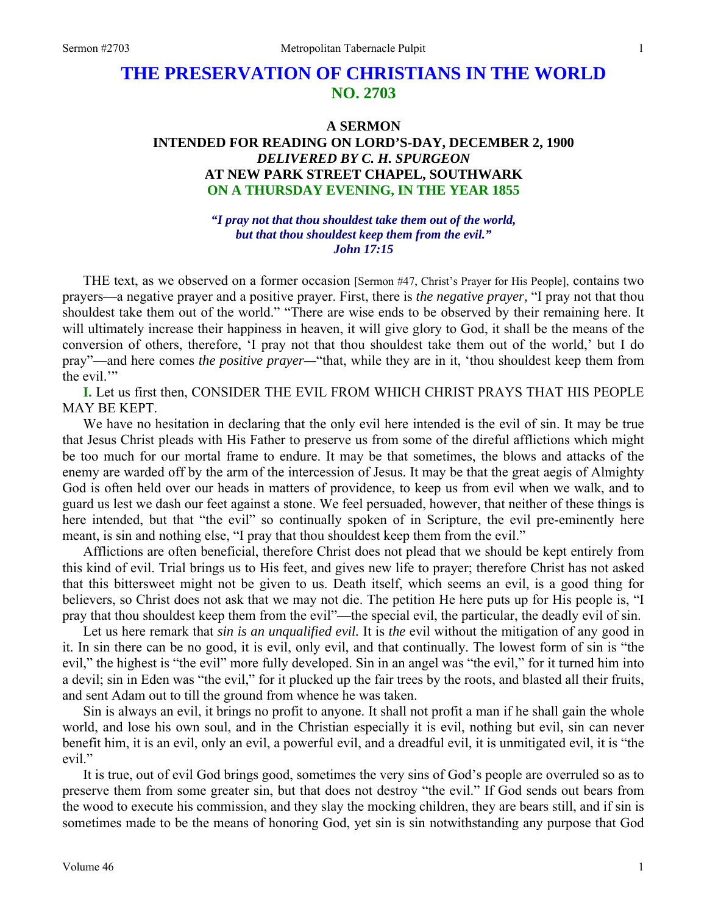# THE PRESERVATION OF CHRISTIANS IN THE WORLD
## NO. 2703

### A SERMON
### INTENDED FOR READING ON LORD'S-DAY, DECEMBER 2, 1900
### *DELIVERED BY C. H. SPURGEON*
### AT NEW PARK STREET CHAPEL, SOUTHWARK
### ON A THURSDAY EVENING, IN THE YEAR 1855

***"I pray not that thou shouldest take them out of the world, but that thou shouldest keep them from the evil."***
***John 17:15***

THE text, as we observed on a former occasion [Sermon #47, Christ's Prayer for His People], contains two prayers—a negative prayer and a positive prayer. First, there is *the negative prayer,* "I pray not that thou shouldest take them out of the world." "There are wise ends to be observed by their remaining here. It will ultimately increase their happiness in heaven, it will give glory to God, it shall be the means of the conversion of others, therefore, 'I pray not that thou shouldest take them out of the world,' but I do pray"—and here comes *the positive prayer—*"that, while they are in it, 'thou shouldest keep them from the evil.'"

**I.** Let us first then, CONSIDER THE EVIL FROM WHICH CHRIST PRAYS THAT HIS PEOPLE MAY BE KEPT.

We have no hesitation in declaring that the only evil here intended is the evil of sin. It may be true that Jesus Christ pleads with His Father to preserve us from some of the direful afflictions which might be too much for our mortal frame to endure. It may be that sometimes, the blows and attacks of the enemy are warded off by the arm of the intercession of Jesus. It may be that the great aegis of Almighty God is often held over our heads in matters of providence, to keep us from evil when we walk, and to guard us lest we dash our feet against a stone. We feel persuaded, however, that neither of these things is here intended, but that "the evil" so continually spoken of in Scripture, the evil pre-eminently here meant, is sin and nothing else, "I pray that thou shouldest keep them from the evil."

Afflictions are often beneficial, therefore Christ does not plead that we should be kept entirely from this kind of evil. Trial brings us to His feet, and gives new life to prayer; therefore Christ has not asked that this bittersweet might not be given to us. Death itself, which seems an evil, is a good thing for believers, so Christ does not ask that we may not die. The petition He here puts up for His people is, "I pray that thou shouldest keep them from the evil"—the special evil, the particular, the deadly evil of sin.

Let us here remark that *sin is an unqualified evil*. It is *the* evil without the mitigation of any good in it. In sin there can be no good, it is evil, only evil, and that continually. The lowest form of sin is "the evil," the highest is "the evil" more fully developed. Sin in an angel was "the evil," for it turned him into a devil; sin in Eden was "the evil," for it plucked up the fair trees by the roots, and blasted all their fruits, and sent Adam out to till the ground from whence he was taken.

Sin is always an evil, it brings no profit to anyone. It shall not profit a man if he shall gain the whole world, and lose his own soul, and in the Christian especially it is evil, nothing but evil, sin can never benefit him, it is an evil, only an evil, a powerful evil, and a dreadful evil, it is unmitigated evil, it is "the evil."

It is true, out of evil God brings good, sometimes the very sins of God's people are overruled so as to preserve them from some greater sin, but that does not destroy "the evil." If God sends out bears from the wood to execute his commission, and they slay the mocking children, they are bears still, and if sin is sometimes made to be the means of honoring God, yet sin is sin notwithstanding any purpose that God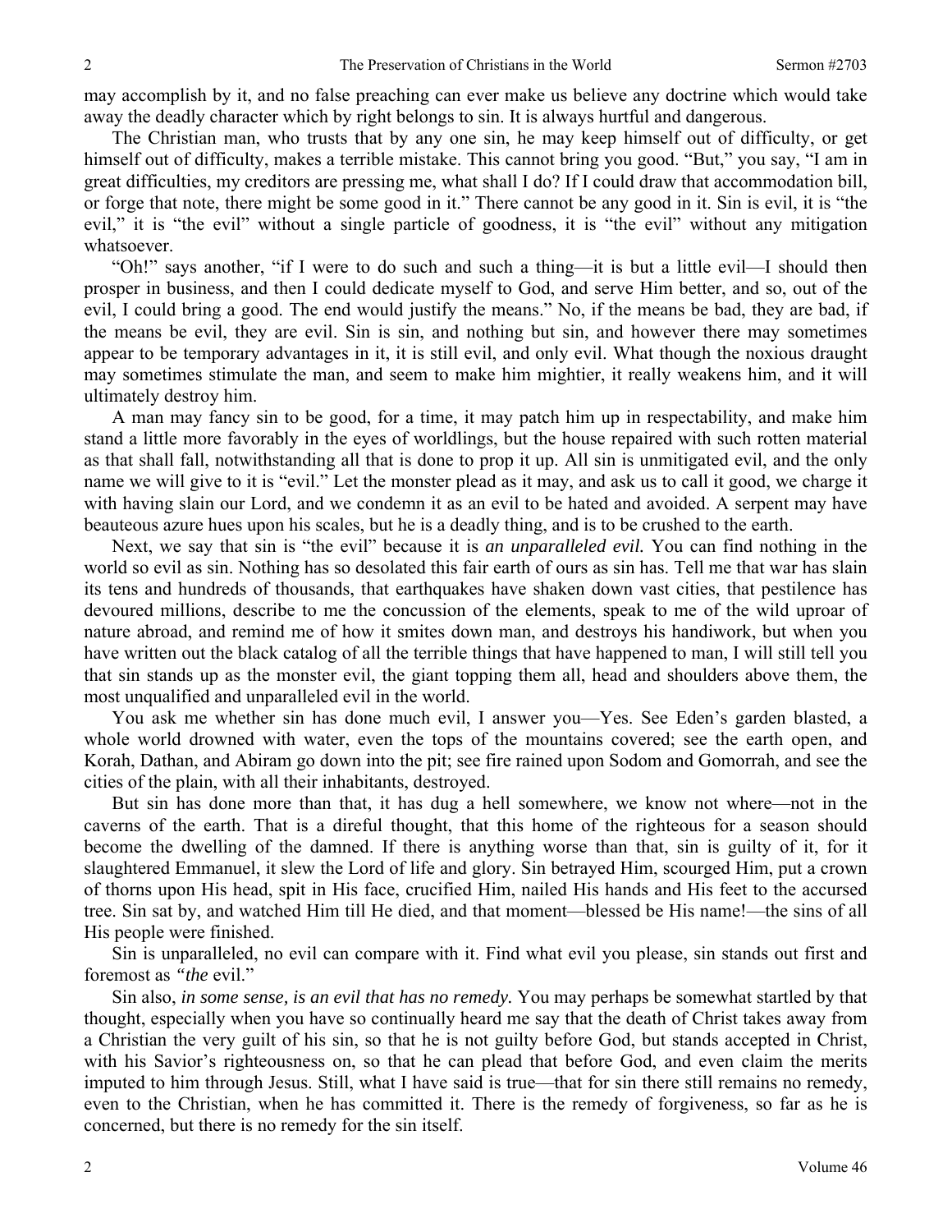may accomplish by it, and no false preaching can ever make us believe any doctrine which would take away the deadly character which by right belongs to sin. It is always hurtful and dangerous.

The Christian man, who trusts that by any one sin, he may keep himself out of difficulty, or get himself out of difficulty, makes a terrible mistake. This cannot bring you good. "But," you say, "I am in great difficulties, my creditors are pressing me, what shall I do? If I could draw that accommodation bill, or forge that note, there might be some good in it." There cannot be any good in it. Sin is evil, it is "the evil," it is "the evil" without a single particle of goodness, it is "the evil" without any mitigation whatsoever.

"Oh!" says another, "if I were to do such and such a thing—it is but a little evil—I should then prosper in business, and then I could dedicate myself to God, and serve Him better, and so, out of the evil, I could bring a good. The end would justify the means." No, if the means be bad, they are bad, if the means be evil, they are evil. Sin is sin, and nothing but sin, and however there may sometimes appear to be temporary advantages in it, it is still evil, and only evil. What though the noxious draught may sometimes stimulate the man, and seem to make him mightier, it really weakens him, and it will ultimately destroy him.

A man may fancy sin to be good, for a time, it may patch him up in respectability, and make him stand a little more favorably in the eyes of worldlings, but the house repaired with such rotten material as that shall fall, notwithstanding all that is done to prop it up. All sin is unmitigated evil, and the only name we will give to it is "evil." Let the monster plead as it may, and ask us to call it good, we charge it with having slain our Lord, and we condemn it as an evil to be hated and avoided. A serpent may have beauteous azure hues upon his scales, but he is a deadly thing, and is to be crushed to the earth.

Next, we say that sin is "the evil" because it is *an unparalleled evil.* You can find nothing in the world so evil as sin. Nothing has so desolated this fair earth of ours as sin has. Tell me that war has slain its tens and hundreds of thousands, that earthquakes have shaken down vast cities, that pestilence has devoured millions, describe to me the concussion of the elements, speak to me of the wild uproar of nature abroad, and remind me of how it smites down man, and destroys his handiwork, but when you have written out the black catalog of all the terrible things that have happened to man, I will still tell you that sin stands up as the monster evil, the giant topping them all, head and shoulders above them, the most unqualified and unparalleled evil in the world.

You ask me whether sin has done much evil, I answer you—Yes. See Eden's garden blasted, a whole world drowned with water, even the tops of the mountains covered; see the earth open, and Korah, Dathan, and Abiram go down into the pit; see fire rained upon Sodom and Gomorrah, and see the cities of the plain, with all their inhabitants, destroyed.

But sin has done more than that, it has dug a hell somewhere, we know not where—not in the caverns of the earth. That is a direful thought, that this home of the righteous for a season should become the dwelling of the damned. If there is anything worse than that, sin is guilty of it, for it slaughtered Emmanuel, it slew the Lord of life and glory. Sin betrayed Him, scourged Him, put a crown of thorns upon His head, spit in His face, crucified Him, nailed His hands and His feet to the accursed tree. Sin sat by, and watched Him till He died, and that moment—blessed be His name!—the sins of all His people were finished.

Sin is unparalleled, no evil can compare with it. Find what evil you please, sin stands out first and foremost as *"the* evil."

Sin also, *in some sense, is an evil that has no remedy.* You may perhaps be somewhat startled by that thought, especially when you have so continually heard me say that the death of Christ takes away from a Christian the very guilt of his sin, so that he is not guilty before God, but stands accepted in Christ, with his Savior's righteousness on, so that he can plead that before God, and even claim the merits imputed to him through Jesus. Still, what I have said is true—that for sin there still remains no remedy, even to the Christian, when he has committed it. There is the remedy of forgiveness, so far as he is concerned, but there is no remedy for the sin itself.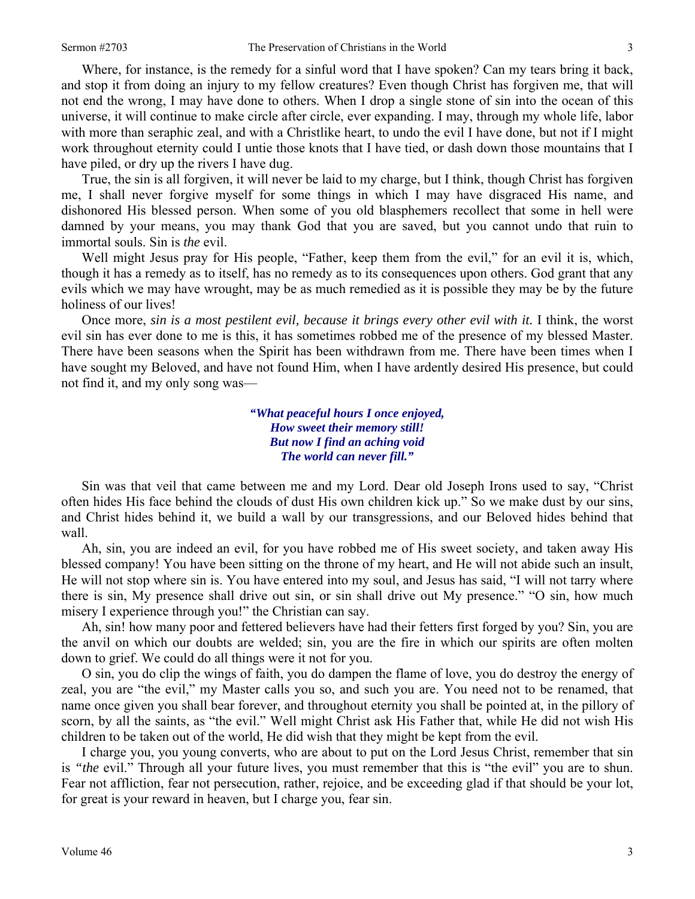Where, for instance, is the remedy for a sinful word that I have spoken? Can my tears bring it back, and stop it from doing an injury to my fellow creatures? Even though Christ has forgiven me, that will not end the wrong, I may have done to others. When I drop a single stone of sin into the ocean of this universe, it will continue to make circle after circle, ever expanding. I may, through my whole life, labor with more than seraphic zeal, and with a Christlike heart, to undo the evil I have done, but not if I might work throughout eternity could I untie those knots that I have tied, or dash down those mountains that I have piled, or dry up the rivers I have dug.

True, the sin is all forgiven, it will never be laid to my charge, but I think, though Christ has forgiven me, I shall never forgive myself for some things in which I may have disgraced His name, and dishonored His blessed person. When some of you old blasphemers recollect that some in hell were damned by your means, you may thank God that you are saved, but you cannot undo that ruin to immortal souls. Sin is *the* evil.

Well might Jesus pray for His people, "Father, keep them from the evil," for an evil it is, which, though it has a remedy as to itself, has no remedy as to its consequences upon others. God grant that any evils which we may have wrought, may be as much remedied as it is possible they may be by the future holiness of our lives!

Once more, *sin is a most pestilent evil, because it brings every other evil with it.* I think, the worst evil sin has ever done to me is this, it has sometimes robbed me of the presence of my blessed Master. There have been seasons when the Spirit has been withdrawn from me. There have been times when I have sought my Beloved, and have not found Him, when I have ardently desired His presence, but could not find it, and my only song was—

> ***"What peaceful hours I once enjoyed,***
> ***How sweet their memory still!***
> ***But now I find an aching void***
> ***The world can never fill."***

Sin was that veil that came between me and my Lord. Dear old Joseph Irons used to say, "Christ often hides His face behind the clouds of dust His own children kick up." So we make dust by our sins, and Christ hides behind it, we build a wall by our transgressions, and our Beloved hides behind that wall.

Ah, sin, you are indeed an evil, for you have robbed me of His sweet society, and taken away His blessed company! You have been sitting on the throne of my heart, and He will not abide such an insult, He will not stop where sin is. You have entered into my soul, and Jesus has said, "I will not tarry where there is sin, My presence shall drive out sin, or sin shall drive out My presence." "O sin, how much misery I experience through you!" the Christian can say.

Ah, sin! how many poor and fettered believers have had their fetters first forged by you? Sin, you are the anvil on which our doubts are welded; sin, you are the fire in which our spirits are often molten down to grief. We could do all things were it not for you.

O sin, you do clip the wings of faith, you do dampen the flame of love, you do destroy the energy of zeal, you are "the evil," my Master calls you so, and such you are. You need not to be renamed, that name once given you shall bear forever, and throughout eternity you shall be pointed at, in the pillory of scorn, by all the saints, as "the evil." Well might Christ ask His Father that, while He did not wish His children to be taken out of the world, He did wish that they might be kept from the evil.

I charge you, you young converts, who are about to put on the Lord Jesus Christ, remember that sin is *"the* evil." Through all your future lives, you must remember that this is "the evil" you are to shun. Fear not affliction, fear not persecution, rather, rejoice, and be exceeding glad if that should be your lot, for great is your reward in heaven, but I charge you, fear sin.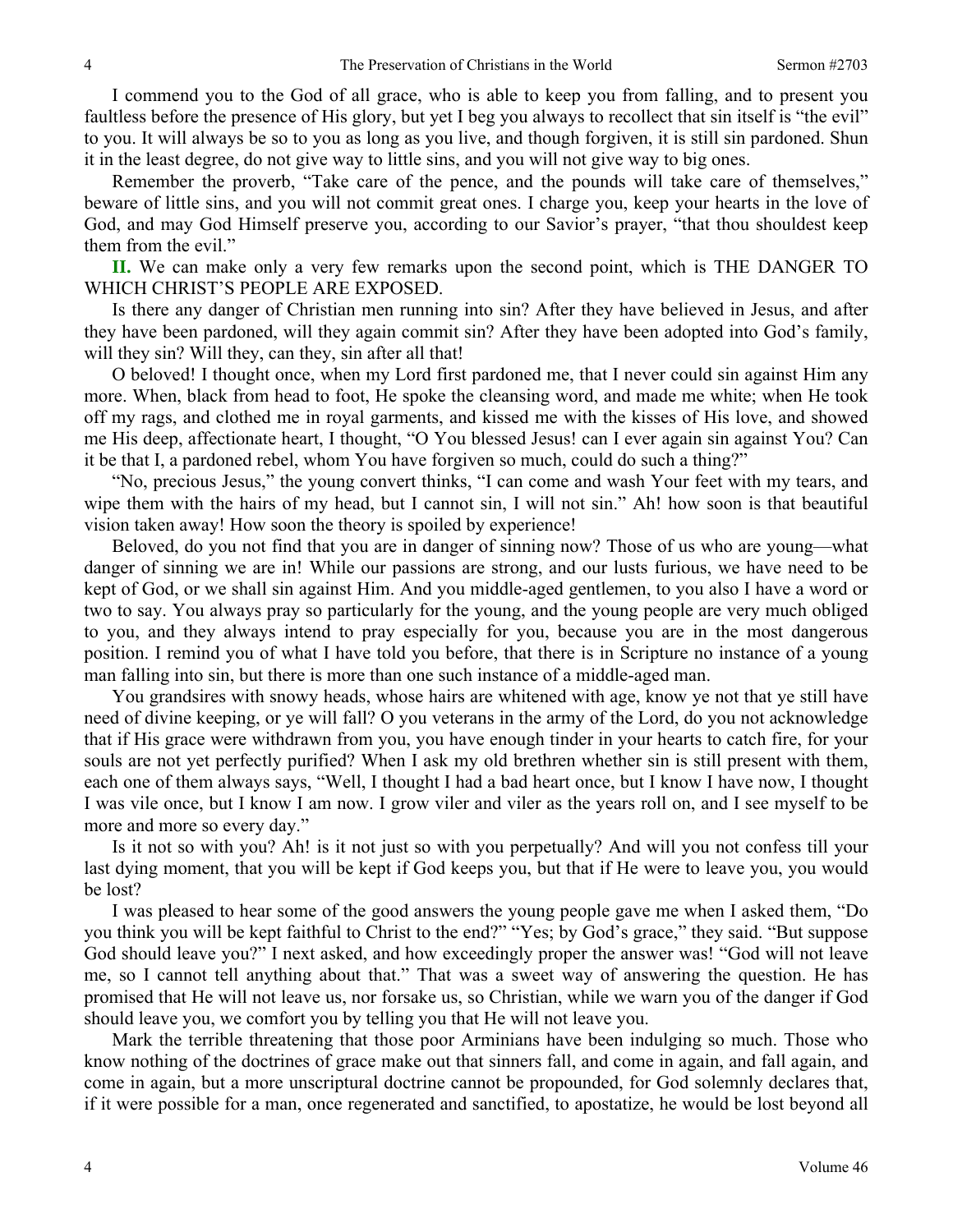I commend you to the God of all grace, who is able to keep you from falling, and to present you faultless before the presence of His glory, but yet I beg you always to recollect that sin itself is "the evil" to you. It will always be so to you as long as you live, and though forgiven, it is still sin pardoned. Shun it in the least degree, do not give way to little sins, and you will not give way to big ones.

Remember the proverb, "Take care of the pence, and the pounds will take care of themselves," beware of little sins, and you will not commit great ones. I charge you, keep your hearts in the love of God, and may God Himself preserve you, according to our Savior's prayer, "that thou shouldest keep them from the evil."

**II.** We can make only a very few remarks upon the second point, which is THE DANGER TO WHICH CHRIST'S PEOPLE ARE EXPOSED.

Is there any danger of Christian men running into sin? After they have believed in Jesus, and after they have been pardoned, will they again commit sin? After they have been adopted into God's family, will they sin? Will they, can they, sin after all that!

O beloved! I thought once, when my Lord first pardoned me, that I never could sin against Him any more. When, black from head to foot, He spoke the cleansing word, and made me white; when He took off my rags, and clothed me in royal garments, and kissed me with the kisses of His love, and showed me His deep, affectionate heart, I thought, "O You blessed Jesus! can I ever again sin against You? Can it be that I, a pardoned rebel, whom You have forgiven so much, could do such a thing?"

"No, precious Jesus," the young convert thinks, "I can come and wash Your feet with my tears, and wipe them with the hairs of my head, but I cannot sin, I will not sin." Ah! how soon is that beautiful vision taken away! How soon the theory is spoiled by experience!

Beloved, do you not find that you are in danger of sinning now? Those of us who are young—what danger of sinning we are in! While our passions are strong, and our lusts furious, we have need to be kept of God, or we shall sin against Him. And you middle-aged gentlemen, to you also I have a word or two to say. You always pray so particularly for the young, and the young people are very much obliged to you, and they always intend to pray especially for you, because you are in the most dangerous position. I remind you of what I have told you before, that there is in Scripture no instance of a young man falling into sin, but there is more than one such instance of a middle-aged man.

You grandsires with snowy heads, whose hairs are whitened with age, know ye not that you still have need of divine keeping, or ye will fall? O you veterans in the army of the Lord, do you not acknowledge that if His grace were withdrawn from you, you have enough tinder in your hearts to catch fire, for your souls are not yet perfectly purified? When I ask my old brethren whether sin is still present with them, each one of them always says, "Well, I thought I had a bad heart once, but I know I have now, I thought I was vile once, but I know I am now. I grow viler and viler as the years roll on, and I see myself to be more and more so every day."

Is it not so with you? Ah! is it not just so with you perpetually? And will you not confess till your last dying moment, that you will be kept if God keeps you, but that if He were to leave you, you would be lost?

I was pleased to hear some of the good answers the young people gave me when I asked them, "Do you think you will be kept faithful to Christ to the end?" "Yes; by God's grace," they said. "But suppose God should leave you?" I next asked, and how exceedingly proper the answer was! "God will not leave me, so I cannot tell anything about that." That was a sweet way of answering the question. He has promised that He will not leave us, nor forsake us, so Christian, while we warn you of the danger if God should leave you, we comfort you by telling you that He will not leave you.

Mark the terrible threatening that those poor Arminians have been indulging so much. Those who know nothing of the doctrines of grace make out that sinners fall, and come in again, and fall again, and come in again, but a more unscriptural doctrine cannot be propounded, for God solemnly declares that, if it were possible for a man, once regenerated and sanctified, to apostatize, he would be lost beyond all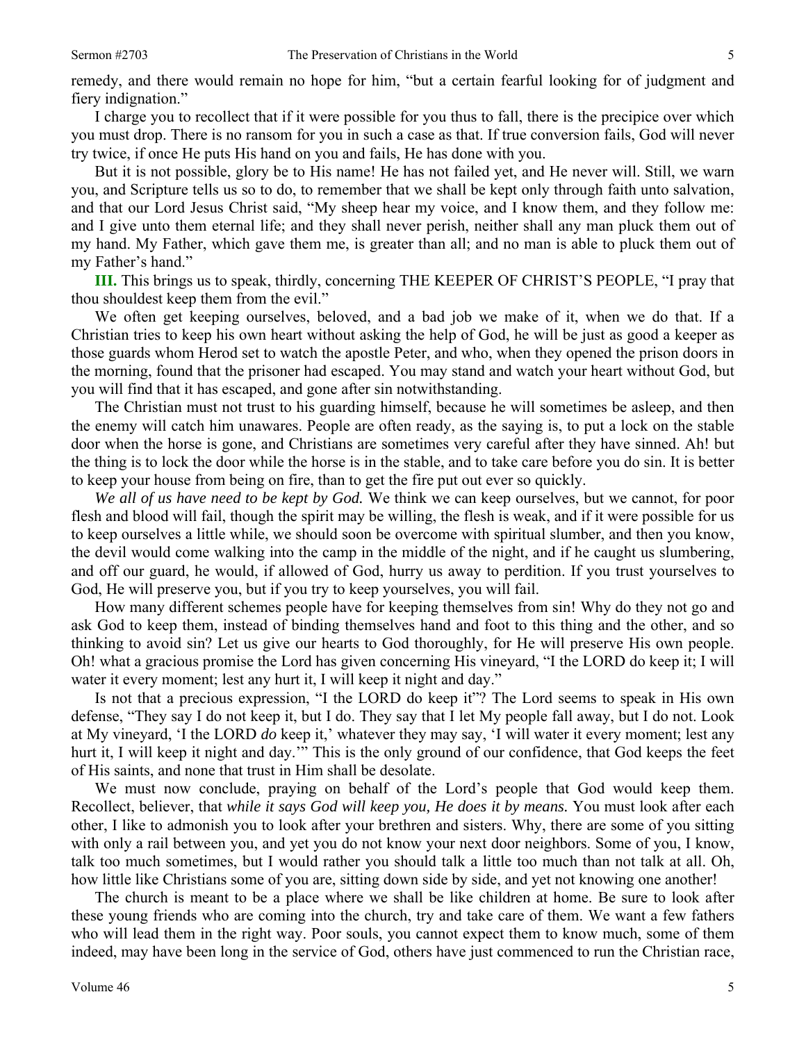remedy, and there would remain no hope for him, "but a certain fearful looking for of judgment and fiery indignation."

I charge you to recollect that if it were possible for you thus to fall, there is the precipice over which you must drop. There is no ransom for you in such a case as that. If true conversion fails, God will never try twice, if once He puts His hand on you and fails, He has done with you.

But it is not possible, glory be to His name! He has not failed yet, and He never will. Still, we warn you, and Scripture tells us so to do, to remember that we shall be kept only through faith unto salvation, and that our Lord Jesus Christ said, "My sheep hear my voice, and I know them, and they follow me: and I give unto them eternal life; and they shall never perish, neither shall any man pluck them out of my hand. My Father, which gave them me, is greater than all; and no man is able to pluck them out of my Father's hand."

**III.** This brings us to speak, thirdly, concerning THE KEEPER OF CHRIST'S PEOPLE, "I pray that thou shouldest keep them from the evil."

We often get keeping ourselves, beloved, and a bad job we make of it, when we do that. If a Christian tries to keep his own heart without asking the help of God, he will be just as good a keeper as those guards whom Herod set to watch the apostle Peter, and who, when they opened the prison doors in the morning, found that the prisoner had escaped. You may stand and watch your heart without God, but you will find that it has escaped, and gone after sin notwithstanding.

The Christian must not trust to his guarding himself, because he will sometimes be asleep, and then the enemy will catch him unawares. People are often ready, as the saying is, to put a lock on the stable door when the horse is gone, and Christians are sometimes very careful after they have sinned. Ah! but the thing is to lock the door while the horse is in the stable, and to take care before you do sin. It is better to keep your house from being on fire, than to get the fire put out ever so quickly.

*We all of us have need to be kept by God.* We think we can keep ourselves, but we cannot, for poor flesh and blood will fail, though the spirit may be willing, the flesh is weak, and if it were possible for us to keep ourselves a little while, we should soon be overcome with spiritual slumber, and then you know, the devil would come walking into the camp in the middle of the night, and if he caught us slumbering, and off our guard, he would, if allowed of God, hurry us away to perdition. If you trust yourselves to God, He will preserve you, but if you try to keep yourselves, you will fail.

How many different schemes people have for keeping themselves from sin! Why do they not go and ask God to keep them, instead of binding themselves hand and foot to this thing and the other, and so thinking to avoid sin? Let us give our hearts to God thoroughly, for He will preserve His own people. Oh! what a gracious promise the Lord has given concerning His vineyard, "I the LORD do keep it; I will water it every moment; lest any hurt it, I will keep it night and day."

Is not that a precious expression, "I the LORD do keep it"? The Lord seems to speak in His own defense, "They say I do not keep it, but I do. They say that I let My people fall away, but I do not. Look at My vineyard, 'I the LORD *do* keep it,' whatever they may say, 'I will water it every moment; lest any hurt it, I will keep it night and day.'" This is the only ground of our confidence, that God keeps the feet of His saints, and none that trust in Him shall be desolate.

We must now conclude, praying on behalf of the Lord's people that God would keep them. Recollect, believer, that *while it says God will keep you, He does it by means.* You must look after each other, I like to admonish you to look after your brethren and sisters. Why, there are some of you sitting with only a rail between you, and yet you do not know your next door neighbors. Some of you, I know, talk too much sometimes, but I would rather you should talk a little too much than not talk at all. Oh, how little like Christians some of you are, sitting down side by side, and yet not knowing one another!

The church is meant to be a place where we shall be like children at home. Be sure to look after these young friends who are coming into the church, try and take care of them. We want a few fathers who will lead them in the right way. Poor souls, you cannot expect them to know much, some of them indeed, may have been long in the service of God, others have just commenced to run the Christian race,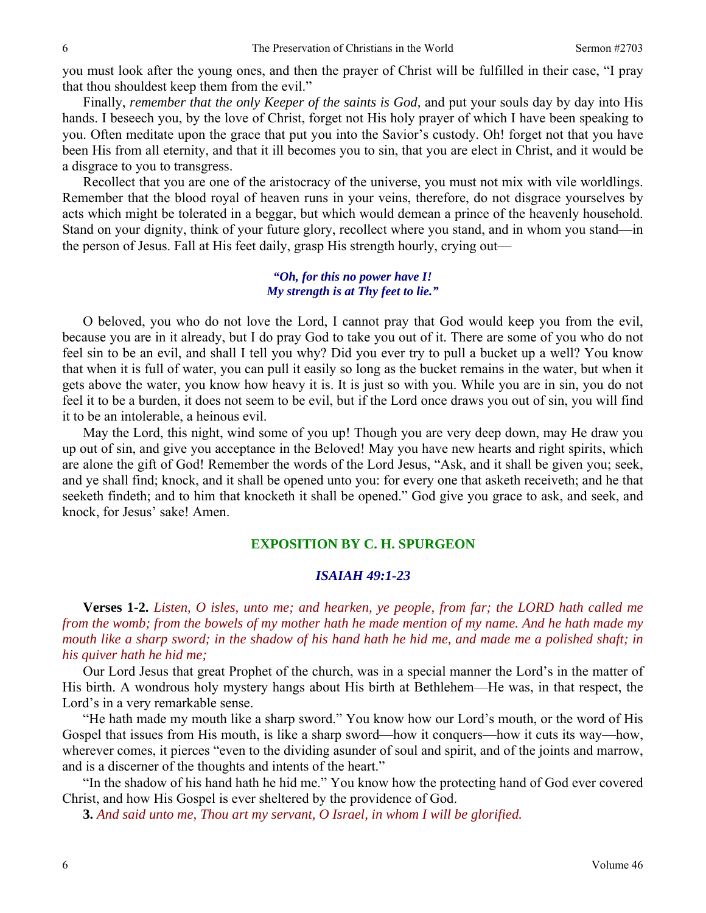you must look after the young ones, and then the prayer of Christ will be fulfilled in their case, "I pray that thou shouldest keep them from the evil."

Finally, *remember that the only Keeper of the saints is God,* and put your souls day by day into His hands. I beseech you, by the love of Christ, forget not His holy prayer of which I have been speaking to you. Often meditate upon the grace that put you into the Savior's custody. Oh! forget not that you have been His from all eternity, and that it ill becomes you to sin, that you are elect in Christ, and it would be a disgrace to you to transgress.

Recollect that you are one of the aristocracy of the universe, you must not mix with vile worldlings. Remember that the blood royal of heaven runs in your veins, therefore, do not disgrace yourselves by acts which might be tolerated in a beggar, but which would demean a prince of the heavenly household. Stand on your dignity, think of your future glory, recollect where you stand, and in whom you stand—in the person of Jesus. Fall at His feet daily, grasp His strength hourly, crying out—

> ***"Oh, for this no power have I!***
> ***My strength is at Thy feet to lie."***

O beloved, you who do not love the Lord, I cannot pray that God would keep you from the evil, because you are in it already, but I do pray God to take you out of it. There are some of you who do not feel sin to be an evil, and shall I tell you why? Did you ever try to pull a bucket up a well? You know that when it is full of water, you can pull it easily so long as the bucket remains in the water, but when it gets above the water, you know how heavy it is. It is just so with you. While you are in sin, you do not feel it to be a burden, it does not seem to be evil, but if the Lord once draws you out of sin, you will find it to be an intolerable, a heinous evil.

May the Lord, this night, wind some of you up! Though you are very deep down, may He draw you up out of sin, and give you acceptance in the Beloved! May you have new hearts and right spirits, which are alone the gift of God! Remember the words of the Lord Jesus, "Ask, and it shall be given you; seek, and ye shall find; knock, and it shall be opened unto you: for every one that asketh receiveth; and he that seeketh findeth; and to him that knocketh it shall be opened." God give you grace to ask, and seek, and knock, for Jesus' sake! Amen.

## EXPOSITION BY C. H. SPURGEON

### *ISAIAH 49:1-23*

**Verses 1-2.** *Listen, O isles, unto me; and hearken, ye people, from far; the LORD hath called me from the womb; from the bowels of my mother hath he made mention of my name. And he hath made my mouth like a sharp sword; in the shadow of his hand hath he hid me, and made me a polished shaft; in his quiver hath he hid me;*

Our Lord Jesus that great Prophet of the church, was in a special manner the Lord's in the matter of His birth. A wondrous holy mystery hangs about His birth at Bethlehem—He was, in that respect, the Lord's in a very remarkable sense.

"He hath made my mouth like a sharp sword." You know how our Lord's mouth, or the word of His Gospel that issues from His mouth, is like a sharp sword—how it conquers—how it cuts its way—how, wherever comes, it pierces "even to the dividing asunder of soul and spirit, and of the joints and marrow, and is a discerner of the thoughts and intents of the heart."

"In the shadow of his hand hath he hid me." You know how the protecting hand of God ever covered Christ, and how His Gospel is ever sheltered by the providence of God.

**3.** *And said unto me, Thou art my servant, O Israel, in whom I will be glorified.*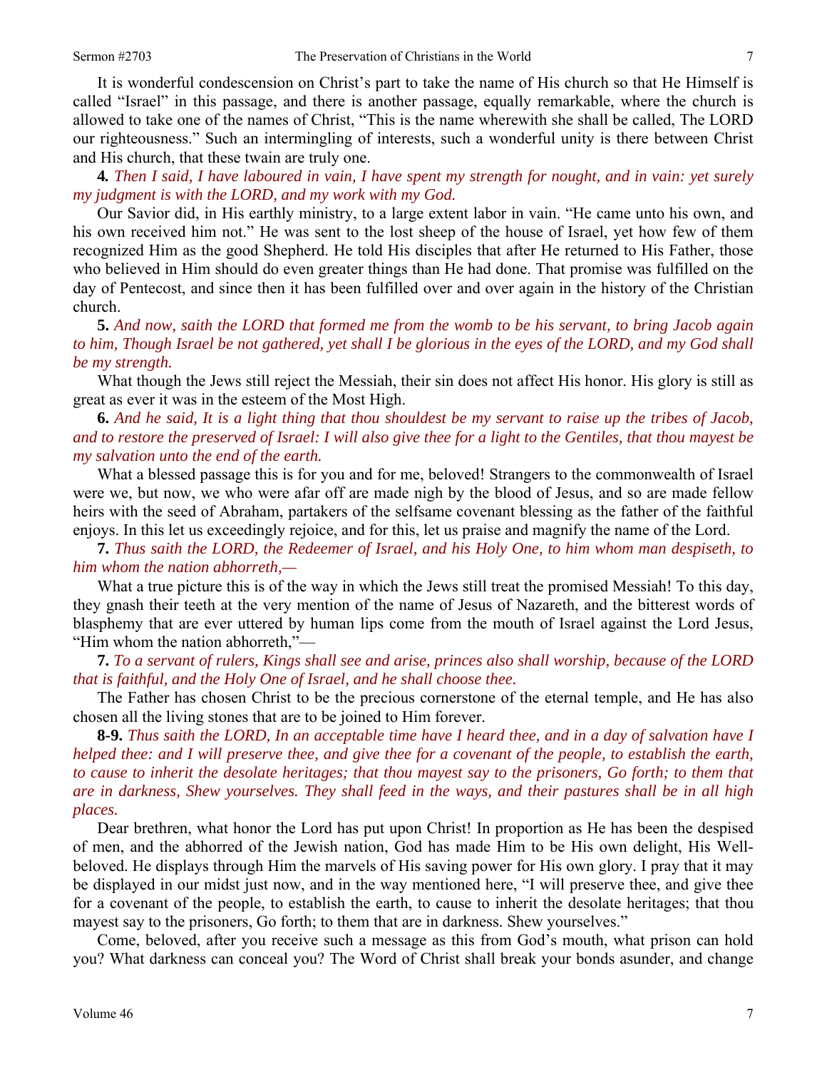It is wonderful condescension on Christ's part to take the name of His church so that He Himself is called "Israel" in this passage, and there is another passage, equally remarkable, where the church is allowed to take one of the names of Christ, "This is the name wherewith she shall be called, The LORD our righteousness." Such an intermingling of interests, such a wonderful unity is there between Christ and His church, that these twain are truly one.

**4.** *Then I said, I have laboured in vain, I have spent my strength for nought, and in vain: yet surely my judgment is with the LORD, and my work with my God.*

Our Savior did, in His earthly ministry, to a large extent labor in vain. "He came unto his own, and his own received him not." He was sent to the lost sheep of the house of Israel, yet how few of them recognized Him as the good Shepherd. He told His disciples that after He returned to His Father, those who believed in Him should do even greater things than He had done. That promise was fulfilled on the day of Pentecost, and since then it has been fulfilled over and over again in the history of the Christian church.

**5.** *And now, saith the LORD that formed me from the womb to be his servant, to bring Jacob again to him, Though Israel be not gathered, yet shall I be glorious in the eyes of the LORD, and my God shall be my strength.*

What though the Jews still reject the Messiah, their sin does not affect His honor. His glory is still as great as ever it was in the esteem of the Most High.

**6.** *And he said, It is a light thing that thou shouldest be my servant to raise up the tribes of Jacob, and to restore the preserved of Israel: I will also give thee for a light to the Gentiles, that thou mayest be my salvation unto the end of the earth.*

What a blessed passage this is for you and for me, beloved! Strangers to the commonwealth of Israel were we, but now, we who were afar off are made nigh by the blood of Jesus, and so are made fellow heirs with the seed of Abraham, partakers of the selfsame covenant blessing as the father of the faithful enjoys. In this let us exceedingly rejoice, and for this, let us praise and magnify the name of the Lord.

**7.** *Thus saith the LORD, the Redeemer of Israel, and his Holy One, to him whom man despiseth, to him whom the nation abhorreth,—*

What a true picture this is of the way in which the Jews still treat the promised Messiah! To this day, they gnash their teeth at the very mention of the name of Jesus of Nazareth, and the bitterest words of blasphemy that are ever uttered by human lips come from the mouth of Israel against the Lord Jesus, "Him whom the nation abhorreth,"—

**7.** *To a servant of rulers, Kings shall see and arise, princes also shall worship, because of the LORD that is faithful, and the Holy One of Israel, and he shall choose thee.*

The Father has chosen Christ to be the precious cornerstone of the eternal temple, and He has also chosen all the living stones that are to be joined to Him forever.

**8-9.** *Thus saith the LORD, In an acceptable time have I heard thee, and in a day of salvation have I helped thee: and I will preserve thee, and give thee for a covenant of the people, to establish the earth, to cause to inherit the desolate heritages; that thou mayest say to the prisoners, Go forth; to them that are in darkness, Shew yourselves. They shall feed in the ways, and their pastures shall be in all high places.*

Dear brethren, what honor the Lord has put upon Christ! In proportion as He has been the despised of men, and the abhorred of the Jewish nation, God has made Him to be His own delight, His Well-beloved. He displays through Him the marvels of His saving power for His own glory. I pray that it may be displayed in our midst just now, and in the way mentioned here, "I will preserve thee, and give thee for a covenant of the people, to establish the earth, to cause to inherit the desolate heritages; that thou mayest say to the prisoners, Go forth; to them that are in darkness. Shew yourselves."

Come, beloved, after you receive such a message as this from God's mouth, what prison can hold you? What darkness can conceal you? The Word of Christ shall break your bonds asunder, and change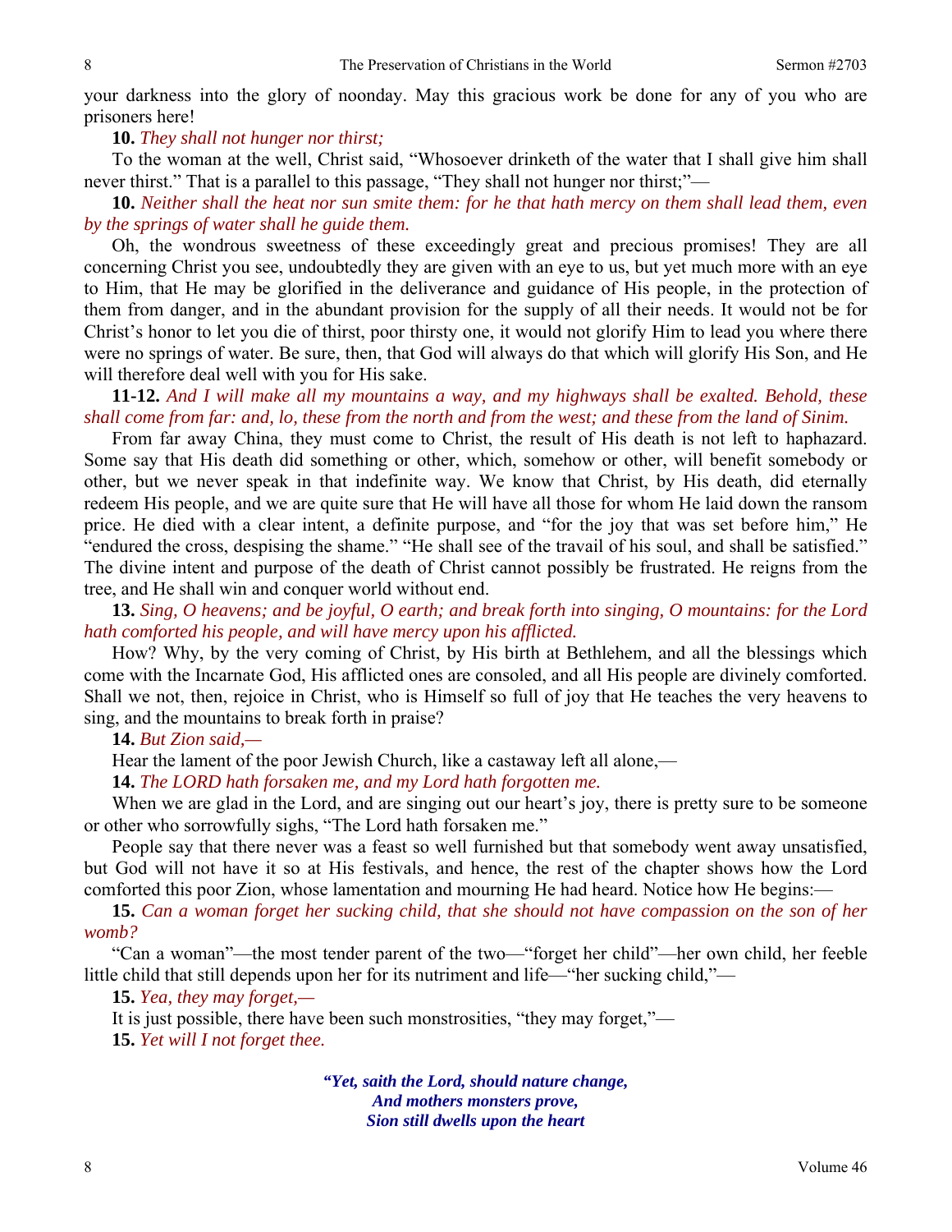your darkness into the glory of noonday. May this gracious work be done for any of you who are prisoners here!

**10.** *They shall not hunger nor thirst;*

To the woman at the well, Christ said, "Whosoever drinketh of the water that I shall give him shall never thirst." That is a parallel to this passage, "They shall not hunger nor thirst;"—

**10.** *Neither shall the heat nor sun smite them: for he that hath mercy on them shall lead them, even by the springs of water shall he guide them.*

Oh, the wondrous sweetness of these exceedingly great and precious promises! They are all concerning Christ you see, undoubtedly they are given with an eye to us, but yet much more with an eye to Him, that He may be glorified in the deliverance and guidance of His people, in the protection of them from danger, and in the abundant provision for the supply of all their needs. It would not be for Christ's honor to let you die of thirst, poor thirsty one, it would not glorify Him to lead you where there were no springs of water. Be sure, then, that God will always do that which will glorify His Son, and He will therefore deal well with you for His sake.

**11-12.** *And I will make all my mountains a way, and my highways shall be exalted. Behold, these shall come from far: and, lo, these from the north and from the west; and these from the land of Sinim.*

From far away China, they must come to Christ, the result of His death is not left to haphazard. Some say that His death did something or other, which, somehow or other, will benefit somebody or other, but we never speak in that indefinite way. We know that Christ, by His death, did eternally redeem His people, and we are quite sure that He will have all those for whom He laid down the ransom price. He died with a clear intent, a definite purpose, and "for the joy that was set before him," He "endured the cross, despising the shame." "He shall see of the travail of his soul, and shall be satisfied." The divine intent and purpose of the death of Christ cannot possibly be frustrated. He reigns from the tree, and He shall win and conquer world without end.

**13.** *Sing, O heavens; and be joyful, O earth; and break forth into singing, O mountains: for the Lord hath comforted his people, and will have mercy upon his afflicted.*

How? Why, by the very coming of Christ, by His birth at Bethlehem, and all the blessings which come with the Incarnate God, His afflicted ones are consoled, and all His people are divinely comforted. Shall we not, then, rejoice in Christ, who is Himself so full of joy that He teaches the very heavens to sing, and the mountains to break forth in praise?

**14.** *But Zion said,—*

Hear the lament of the poor Jewish Church, like a castaway left all alone,—

**14.** *The LORD hath forsaken me, and my Lord hath forgotten me.*

When we are glad in the Lord, and are singing out our heart's joy, there is pretty sure to be someone or other who sorrowfully sighs, "The Lord hath forsaken me."

People say that there never was a feast so well furnished but that somebody went away unsatisfied, but God will not have it so at His festivals, and hence, the rest of the chapter shows how the Lord comforted this poor Zion, whose lamentation and mourning He had heard. Notice how He begins:—

**15.** *Can a woman forget her sucking child, that she should not have compassion on the son of her womb?*

"Can a woman"—the most tender parent of the two—"forget her child"—her own child, her feeble little child that still depends upon her for its nutriment and life—"her sucking child,"—

**15.** *Yea, they may forget,—*

It is just possible, there have been such monstrosities, "they may forget,"—

**15.** *Yet will I not forget thee.*

> ***"Yet, saith the Lord, should nature change,***
> ***And mothers monsters prove,***
> ***Sion still dwells upon the heart***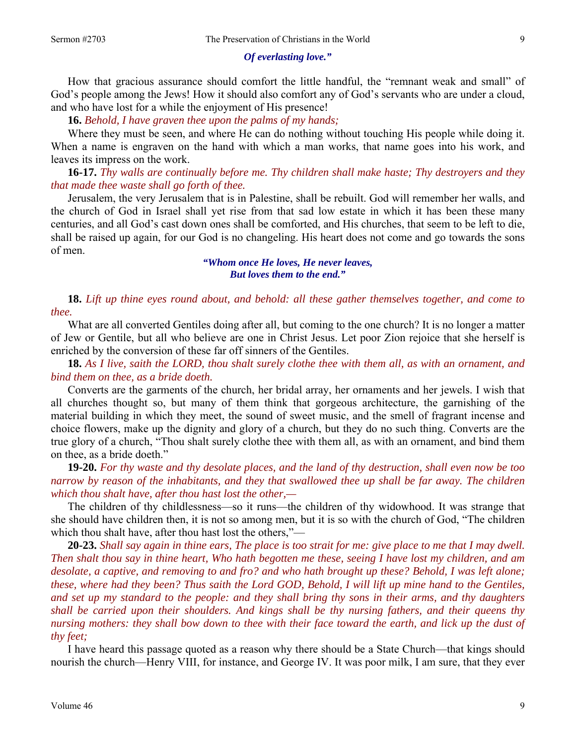*Of everlasting love."*

How that gracious assurance should comfort the little handful, the "remnant weak and small" of God's people among the Jews! How it should also comfort any of God's servants who are under a cloud, and who have lost for a while the enjoyment of His presence!

**16.** *Behold, I have graven thee upon the palms of my hands;*

Where they must be seen, and where He can do nothing without touching His people while doing it. When a name is engraven on the hand with which a man works, that name goes into his work, and leaves its impress on the work.

**16-17.** *Thy walls are continually before me. Thy children shall make haste; Thy destroyers and they that made thee waste shall go forth of thee.*

Jerusalem, the very Jerusalem that is in Palestine, shall be rebuilt. God will remember her walls, and the church of God in Israel shall yet rise from that sad low estate in which it has been these many centuries, and all God's cast down ones shall be comforted, and His churches, that seem to be left to die, shall be raised up again, for our God is no changeling. His heart does not come and go towards the sons of men.

> *"Whom once He loves, He never leaves,*
> *But loves them to the end."*

**18.** *Lift up thine eyes round about, and behold: all these gather themselves together, and come to thee.*

What are all converted Gentiles doing after all, but coming to the one church? It is no longer a matter of Jew or Gentile, but all who believe are one in Christ Jesus. Let poor Zion rejoice that she herself is enriched by the conversion of these far off sinners of the Gentiles.

**18.** *As I live, saith the LORD, thou shalt surely clothe thee with them all, as with an ornament, and bind them on thee, as a bride doeth.*

Converts are the garments of the church, her bridal array, her ornaments and her jewels. I wish that all churches thought so, but many of them think that gorgeous architecture, the garnishing of the material building in which they meet, the sound of sweet music, and the smell of fragrant incense and choice flowers, make up the dignity and glory of a church, but they do no such thing. Converts are the true glory of a church, "Thou shalt surely clothe thee with them all, as with an ornament, and bind them on thee, as a bride doeth."

**19-20.** *For thy waste and thy desolate places, and the land of thy destruction, shall even now be too narrow by reason of the inhabitants, and they that swallowed thee up shall be far away. The children which thou shalt have, after thou hast lost the other,—*

The children of thy childlessness—so it runs—the children of thy widowhood. It was strange that she should have children then, it is not so among men, but it is so with the church of God, "The children which thou shalt have, after thou hast lost the others,"—

**20-23.** *Shall say again in thine ears, The place is too strait for me: give place to me that I may dwell. Then shalt thou say in thine heart, Who hath begotten me these, seeing I have lost my children, and am desolate, a captive, and removing to and fro? and who hath brought up these? Behold, I was left alone; these, where had they been? Thus saith the Lord GOD, Behold, I will lift up mine hand to the Gentiles, and set up my standard to the people: and they shall bring thy sons in their arms, and thy daughters shall be carried upon their shoulders. And kings shall be thy nursing fathers, and their queens thy nursing mothers: they shall bow down to thee with their face toward the earth, and lick up the dust of thy feet;*

I have heard this passage quoted as a reason why there should be a State Church—that kings should nourish the church—Henry VIII, for instance, and George IV. It was poor milk, I am sure, that they ever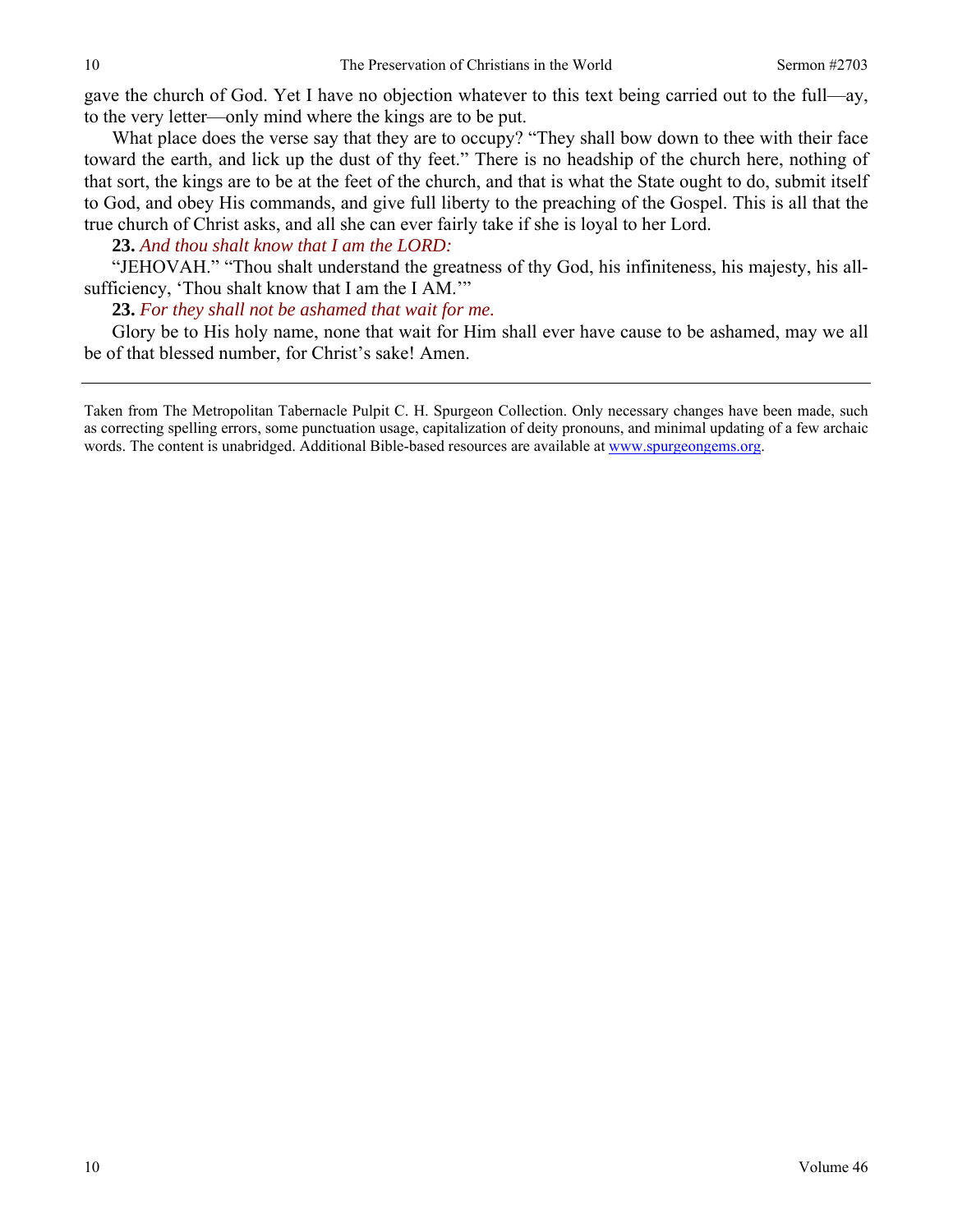gave the church of God. Yet I have no objection whatever to this text being carried out to the full—ay, to the very letter—only mind where the kings are to be put.

What place does the verse say that they are to occupy? "They shall bow down to thee with their face toward the earth, and lick up the dust of thy feet." There is no headship of the church here, nothing of that sort, the kings are to be at the feet of the church, and that is what the State ought to do, submit itself to God, and obey His commands, and give full liberty to the preaching of the Gospel. This is all that the true church of Christ asks, and all she can ever fairly take if she is loyal to her Lord.

**23.** *And thou shalt know that I am the LORD:*

"JEHOVAH." "Thou shalt understand the greatness of thy God, his infiniteness, his majesty, his all-sufficiency, 'Thou shalt know that I am the I AM.'"

**23.** *For they shall not be ashamed that wait for me.*

Glory be to His holy name, none that wait for Him shall ever have cause to be ashamed, may we all be of that blessed number, for Christ's sake! Amen.

---

Taken from The Metropolitan Tabernacle Pulpit C. H. Spurgeon Collection. Only necessary changes have been made, such as correcting spelling errors, some punctuation usage, capitalization of deity pronouns, and minimal updating of a few archaic words. The content is unabridged. Additional Bible-based resources are available at www.spurgeongems.org.